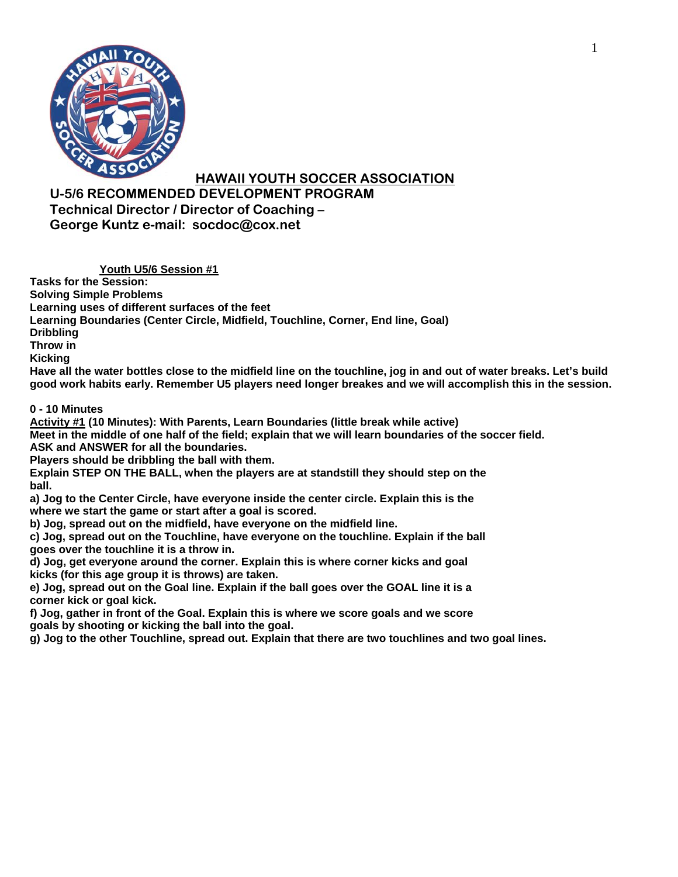# HAWAII YOUTH SOCCER ASSOCIATION

**U-5/6 RECOMMENDED DEVELOPMENT PROGRAM**
**Technical Director / Director of Coaching –**
**George Kuntz e-mail: socdoc@cox.net**

## Youth U5/6 Session #1

**Tasks for the Session:**
**Solving Simple Problems**
**Learning uses of different surfaces of the feet**
**Learning Boundaries (Center Circle, Midfield, Touchline, Corner, End line, Goal)**
**Dribbling**
**Throw in**
**Kicking**

**Have all the water bottles close to the midfield line on the touchline, jog in and out of water breaks. Let's build good work habits early. Remember U5 players need longer breakes and we will accomplish this in the session.**

**0 - 10 Minutes**

**Activity #1 (10 Minutes): With Parents, Learn Boundaries (little break while active)**
**Meet in the middle of one half of the field; explain that we will learn boundaries of the soccer field.**
**ASK and ANSWER for all the boundaries.**
**Players should be dribbling the ball with them.**
**Explain STEP ON THE BALL, when the players are at standstill they should step on the ball.**

**a) Jog to the Center Circle, have everyone inside the center circle. Explain this is the where we start the game or start after a goal is scored.**
**b) Jog, spread out on the midfield, have everyone on the midfield line.**
**c) Jog, spread out on the Touchline, have everyone on the touchline. Explain if the ball goes over the touchline it is a throw in.**
**d) Jog, get everyone around the corner. Explain this is where corner kicks and goal kicks (for this age group it is throws) are taken.**
**e) Jog, spread out on the Goal line. Explain if the ball goes over the GOAL line it is a corner kick or goal kick.**
**f) Jog, gather in front of the Goal. Explain this is where we score goals and we score goals by shooting or kicking the ball into the goal.**
**g) Jog to the other Touchline, spread out. Explain that there are two touchlines and two goal lines.**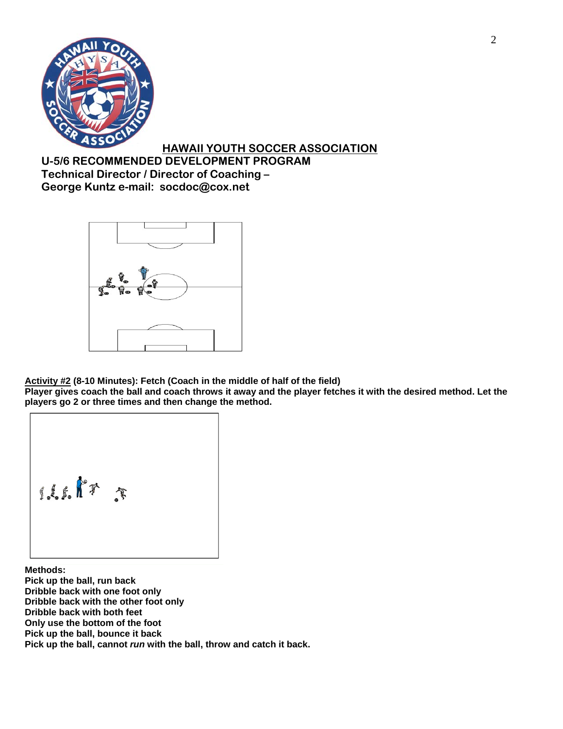## HAWAII YOUTH SOCCER ASSOCIATION

**U-5/6 RECOMMENDED DEVELOPMENT PROGRAM**
**Technical Director / Director of Coaching –**
**George Kuntz e-mail: socdoc@cox.net**

**Activity #2 (8-10 Minutes): Fetch (Coach in the middle of half of the field)**
**Player gives coach the ball and coach throws it away and the player fetches it with the desired method. Let the players go 2 or three times and then change the method.**

**Methods:**
**Pick up the ball, run back**
**Dribble back with one foot only**
**Dribble back with the other foot only**
**Dribble back with both feet**
**Only use the bottom of the foot**
**Pick up the ball, bounce it back**
**Pick up the ball, cannot *run* with the ball, throw and catch it back.**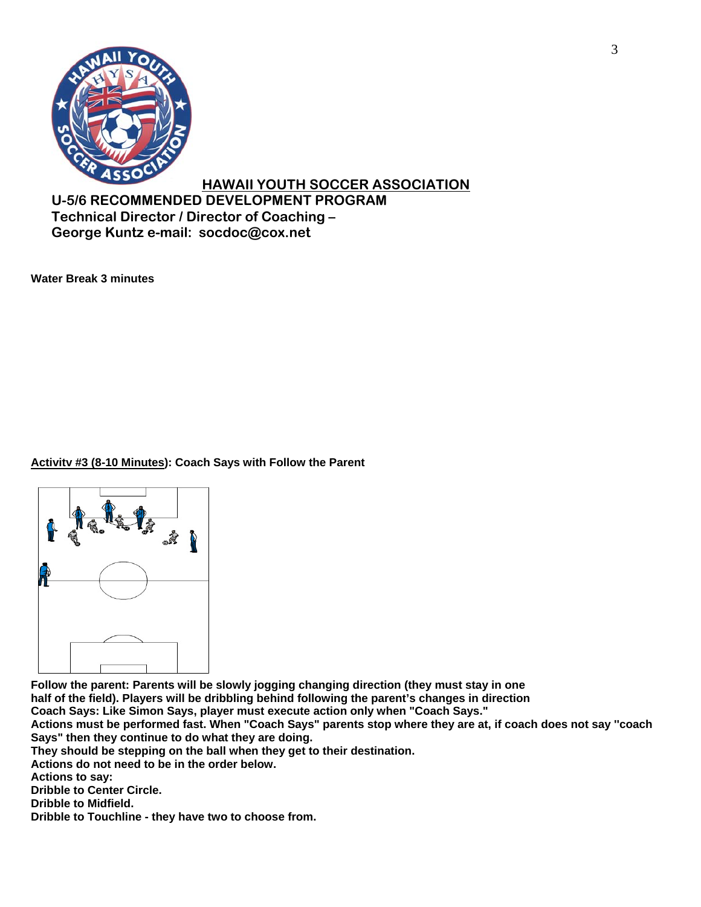**HAWAII YOUTH SOCCER ASSOCIATION**

**U-5/6 RECOMMENDED DEVELOPMENT PROGRAM**
**Technical Director / Director of Coaching –**
**George Kuntz e-mail: socdoc@cox.net**

**Water Break 3 minutes**

**Activitv #3 (8-10 Minutes): Coach Says with Follow the Parent**

**Follow the parent: Parents will be slowly jogging changing direction (they must stay in one half of the field). Players will be dribbling behind following the parent's changes in direction**
**Coach Says: Like Simon Says, player must execute action only when "Coach Says."**
**Actions must be performed fast. When "Coach Says" parents stop where they are at, if coach does not say "coach Says" then they continue to do what they are doing.**
**They should be stepping on the ball when they get to their destination.**
**Actions do not need to be in the order below.**
**Actions to say:**
**Dribble to Center Circle.**
**Dribble to Midfield.**
**Dribble to Touchline - they have two to choose from.**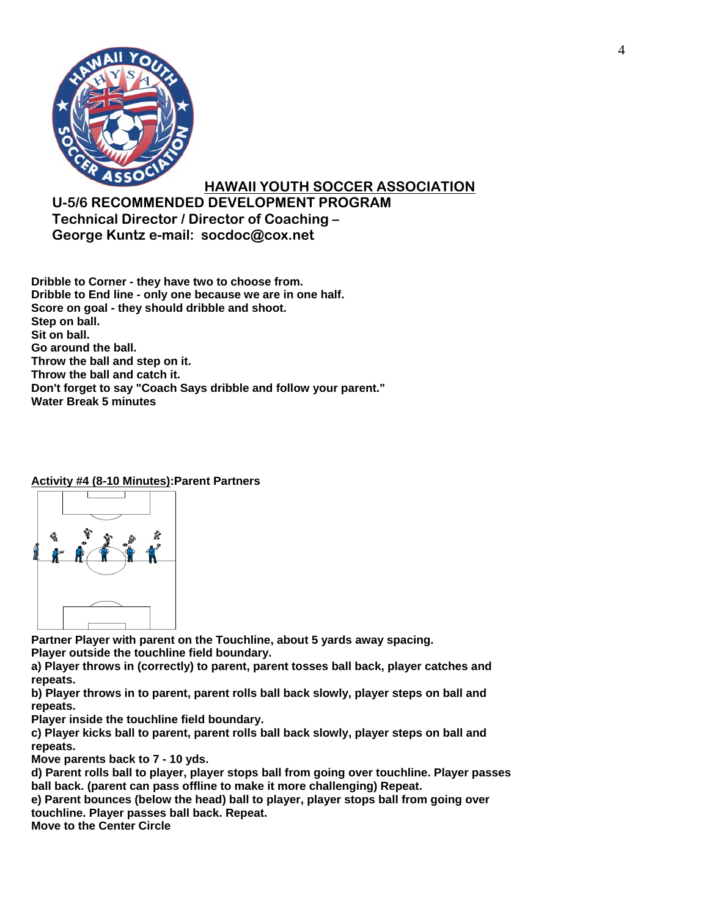## HAWAII YOUTH SOCCER ASSOCIATION

**U-5/6 RECOMMENDED DEVELOPMENT PROGRAM**
**Technical Director / Director of Coaching –**
**George Kuntz e-mail: socdoc@cox.net**

**Dribble to Corner - they have two to choose from.**
**Dribble to End line - only one because we are in one half.**
**Score on goal - they should dribble and shoot.**
**Step on ball.**
**Sit on ball.**
**Go around the ball.**
**Throw the ball and step on it.**
**Throw the ball and catch it.**
**Don't forget to say "Coach Says dribble and follow your parent."**
**Water Break 5 minutes**

**Activity #4 (8-10 Minutes):Parent Partners**

**Partner Player with parent on the Touchline, about 5 yards away spacing.**
**Player outside the touchline field boundary.**
**a) Player throws in (correctly) to parent, parent tosses ball back, player catches and repeats.**
**b) Player throws in to parent, parent rolls ball back slowly, player steps on ball and repeats.**
**Player inside the touchline field boundary.**
**c) Player kicks ball to parent, parent rolls ball back slowly, player steps on ball and repeats.**
**Move parents back to 7 - 10 yds.**
**d) Parent rolls ball to player, player stops ball from going over touchline. Player passes ball back. (parent can pass offline to make it more challenging) Repeat.**
**e) Parent bounces (below the head) ball to player, player stops ball from going over touchline. Player passes ball back. Repeat.**
**Move to the Center Circle**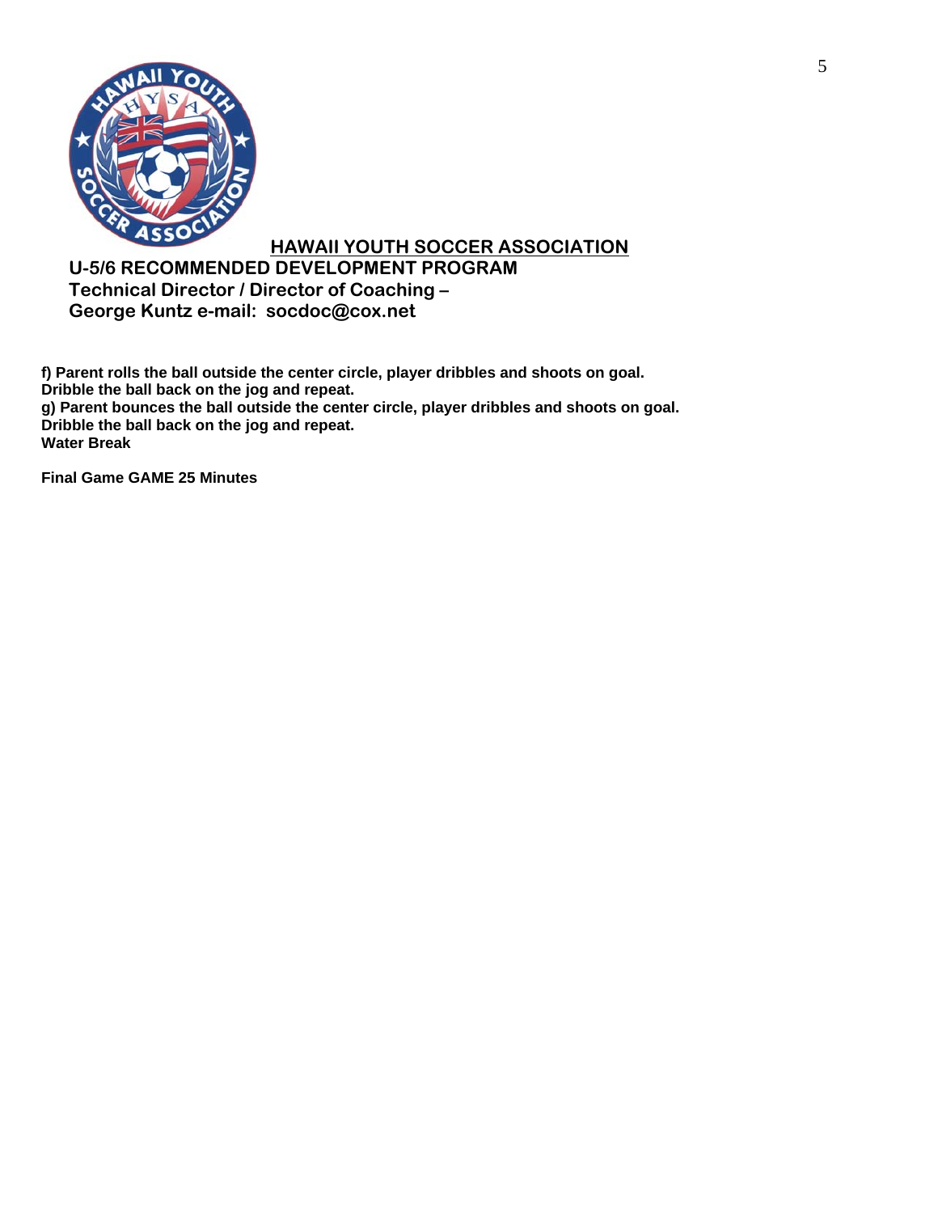## HAWAII YOUTH SOCCER ASSOCIATION

**U-5/6 RECOMMENDED DEVELOPMENT PROGRAM**
**Technical Director / Director of Coaching –**
**George Kuntz e-mail: socdoc@cox.net**

**f) Parent rolls the ball outside the center circle, player dribbles and shoots on goal. Dribble the ball back on the jog and repeat.**
**g) Parent bounces the ball outside the center circle, player dribbles and shoots on goal. Dribble the ball back on the jog and repeat.**
**Water Break**

**Final Game GAME 25 Minutes**